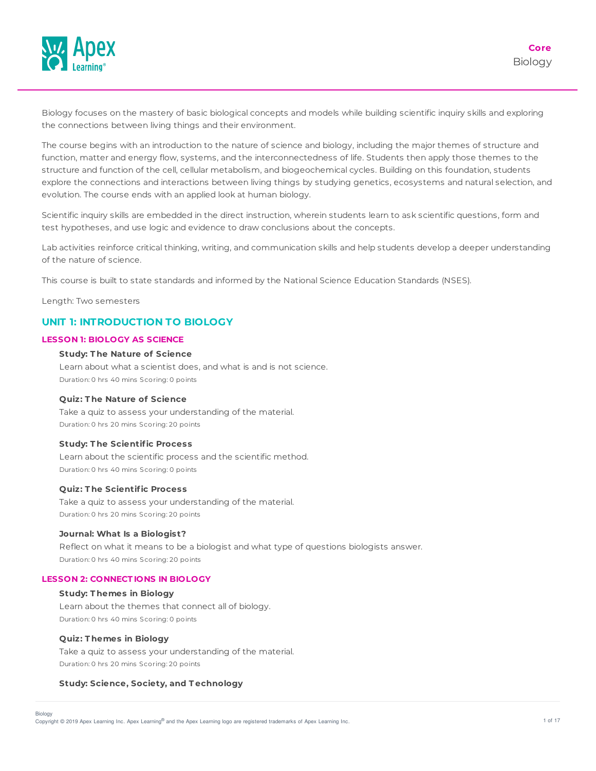**Core**
Biology

Biology focuses on the mastery of basic biological concepts and models while building scientific inquiry skills and exploring the connections between living things and their environment.

The course begins with an introduction to the nature of science and biology, including the major themes of structure and function, matter and energy flow, systems, and the interconnectedness of life. Students then apply those themes to the structure and function of the cell, cellular metabolism, and biogeochemical cycles. Building on this foundation, students explore the connections and interactions between living things by studying genetics, ecosystems and natural selection, and evolution. The course ends with an applied look at human biology.

Scientific inquiry skills are embedded in the direct instruction, wherein students learn to ask scientific questions, form and test hypotheses, and use logic and evidence to draw conclusions about the concepts.

Lab activities reinforce critical thinking, writing, and communication skills and help students develop a deeper understanding of the nature of science.

This course is built to state standards and informed by the National Science Education Standards (NSES).

Length: Two semesters

## UNIT 1: INTRODUCTION TO BIOLOGY

### LESSON 1: BIOLOGY AS SCIENCE

**Study: The Nature of Science**
Learn about what a scientist does, and what is and is not science.
Duration: 0 hrs 40 mins Scoring: 0 points

**Quiz: The Nature of Science**
Take a quiz to assess your understanding of the material.
Duration: 0 hrs 20 mins Scoring: 20 points

**Study: The Scientific Process**
Learn about the scientific process and the scientific method.
Duration: 0 hrs 40 mins Scoring: 0 points

**Quiz: The Scientific Process**
Take a quiz to assess your understanding of the material.
Duration: 0 hrs 20 mins Scoring: 20 points

**Journal: What Is a Biologist?**
Reflect on what it means to be a biologist and what type of questions biologists answer.
Duration: 0 hrs 40 mins Scoring: 20 points

### LESSON 2: CONNECTIONS IN BIOLOGY

**Study: Themes in Biology**
Learn about the themes that connect all of biology.
Duration: 0 hrs 40 mins Scoring: 0 points

**Quiz: Themes in Biology**
Take a quiz to assess your understanding of the material.
Duration: 0 hrs 20 mins Scoring: 20 points

**Study: Science, Society, and Technology**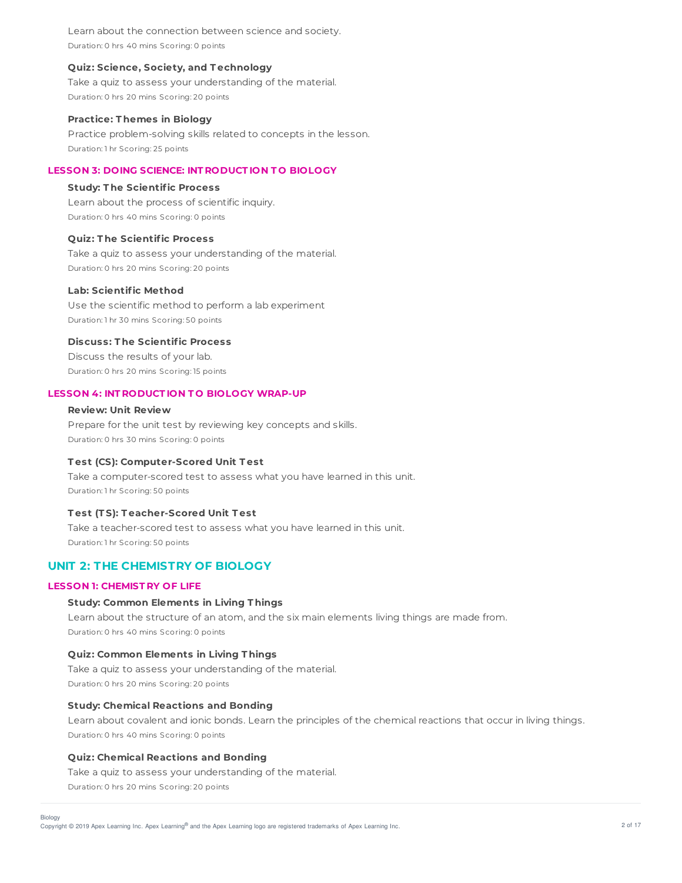Learn about the connection between science and society.

Duration: 0 hrs 40 mins Scoring: 0 points

**Quiz: Science, Society, and Technology**

Take a quiz to assess your understanding of the material.

Duration: 0 hrs 20 mins Scoring: 20 points

**Practice: Themes in Biology**

Practice problem-solving skills related to concepts in the lesson.

Duration: 1 hr Scoring: 25 points

### LESSON 3: DOING SCIENCE: INTRODUCTION TO BIOLOGY

**Study: The Scientific Process**

Learn about the process of scientific inquiry.

Duration: 0 hrs 40 mins Scoring: 0 points

**Quiz: The Scientific Process**

Take a quiz to assess your understanding of the material.

Duration: 0 hrs 20 mins Scoring: 20 points

**Lab: Scientific Method**

Use the scientific method to perform a lab experiment

Duration: 1 hr 30 mins Scoring: 50 points

**Discuss: The Scientific Process**

Discuss the results of your lab.

Duration: 0 hrs 20 mins Scoring: 15 points

### LESSON 4: INTRODUCTION TO BIOLOGY WRAP-UP

**Review: Unit Review**

Prepare for the unit test by reviewing key concepts and skills.

Duration: 0 hrs 30 mins Scoring: 0 points

**Test (CS): Computer-Scored Unit Test**

Take a computer-scored test to assess what you have learned in this unit.

Duration: 1 hr Scoring: 50 points

**Test (TS): Teacher-Scored Unit Test**

Take a teacher-scored test to assess what you have learned in this unit.

Duration: 1 hr Scoring: 50 points

## UNIT 2: THE CHEMISTRY OF BIOLOGY

### LESSON 1: CHEMISTRY OF LIFE

**Study: Common Elements in Living Things**

Learn about the structure of an atom, and the six main elements living things are made from.

Duration: 0 hrs 40 mins Scoring: 0 points

**Quiz: Common Elements in Living Things**

Take a quiz to assess your understanding of the material.

Duration: 0 hrs 20 mins Scoring: 20 points

**Study: Chemical Reactions and Bonding**

Learn about covalent and ionic bonds. Learn the principles of the chemical reactions that occur in living things.

Duration: 0 hrs 40 mins Scoring: 0 points

**Quiz: Chemical Reactions and Bonding**

Take a quiz to assess your understanding of the material.

Duration: 0 hrs 20 mins Scoring: 20 points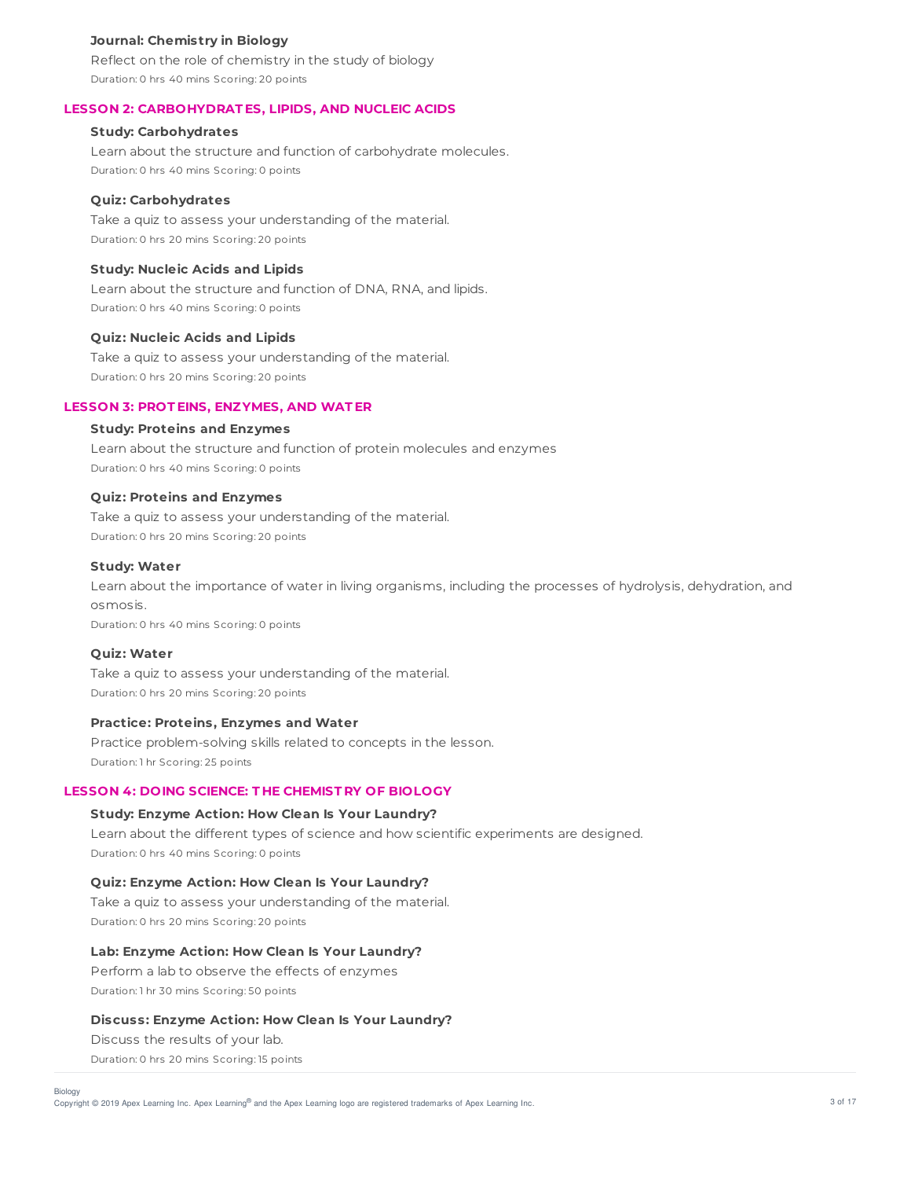**Journal: Chemistry in Biology**

Reflect on the role of chemistry in the study of biology

Duration: 0 hrs 40 mins Scoring: 20 points

## LESSON 2: CARBOHYDRATES, LIPIDS, AND NUCLEIC ACIDS

**Study: Carbohydrates**

Learn about the structure and function of carbohydrate molecules.

Duration: 0 hrs 40 mins Scoring: 0 points

**Quiz: Carbohydrates**

Take a quiz to assess your understanding of the material.

Duration: 0 hrs 20 mins Scoring: 20 points

**Study: Nucleic Acids and Lipids**

Learn about the structure and function of DNA, RNA, and lipids.

Duration: 0 hrs 40 mins Scoring: 0 points

**Quiz: Nucleic Acids and Lipids**

Take a quiz to assess your understanding of the material.

Duration: 0 hrs 20 mins Scoring: 20 points

## LESSON 3: PROTEINS, ENZYMES, AND WATER

**Study: Proteins and Enzymes**

Learn about the structure and function of protein molecules and enzymes

Duration: 0 hrs 40 mins Scoring: 0 points

**Quiz: Proteins and Enzymes**

Take a quiz to assess your understanding of the material.

Duration: 0 hrs 20 mins Scoring: 20 points

**Study: Water**

Learn about the importance of water in living organisms, including the processes of hydrolysis, dehydration, and osmosis.

Duration: 0 hrs 40 mins Scoring: 0 points

**Quiz: Water**

Take a quiz to assess your understanding of the material.

Duration: 0 hrs 20 mins Scoring: 20 points

**Practice: Proteins, Enzymes and Water**

Practice problem-solving skills related to concepts in the lesson.

Duration: 1 hr Scoring: 25 points

## LESSON 4: DOING SCIENCE: THE CHEMISTRY OF BIOLOGY

**Study: Enzyme Action: How Clean Is Your Laundry?**

Learn about the different types of science and how scientific experiments are designed.

Duration: 0 hrs 40 mins Scoring: 0 points

**Quiz: Enzyme Action: How Clean Is Your Laundry?**

Take a quiz to assess your understanding of the material.

Duration: 0 hrs 20 mins Scoring: 20 points

**Lab: Enzyme Action: How Clean Is Your Laundry?**

Perform a lab to observe the effects of enzymes

Duration: 1 hr 30 mins Scoring: 50 points

**Discuss: Enzyme Action: How Clean Is Your Laundry?**

Discuss the results of your lab.

Duration: 0 hrs 20 mins Scoring: 15 points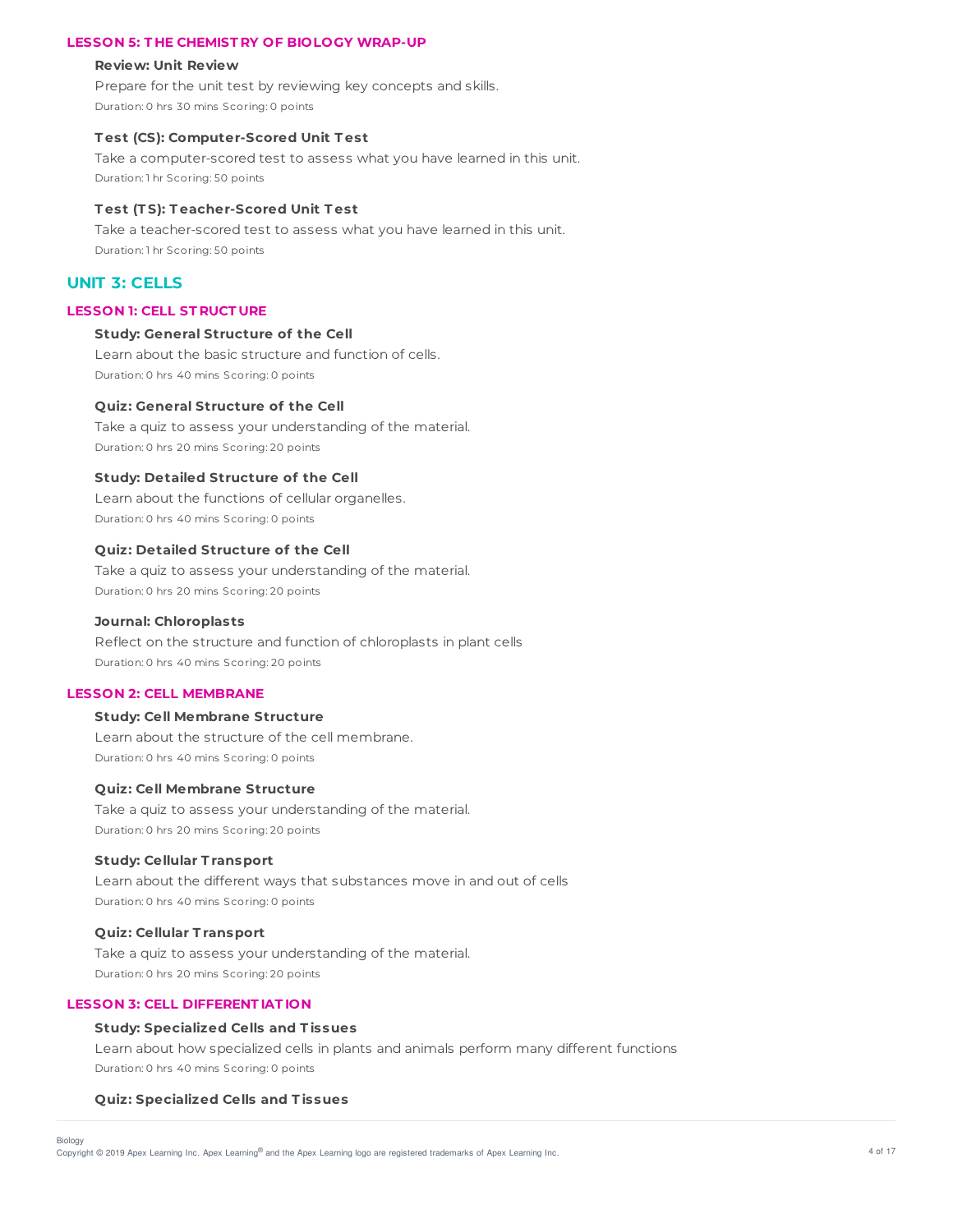### LESSON 5: THE CHEMISTRY OF BIOLOGY WRAP-UP

**Review: Unit Review**

Prepare for the unit test by reviewing key concepts and skills.

Duration: 0 hrs 30 mins Scoring: 0 points

**Test (CS): Computer-Scored Unit Test**

Take a computer-scored test to assess what you have learned in this unit.

Duration: 1 hr Scoring: 50 points

**Test (TS): Teacher-Scored Unit Test**

Take a teacher-scored test to assess what you have learned in this unit.

Duration: 1 hr Scoring: 50 points

## UNIT 3: CELLS

### LESSON 1: CELL STRUCTURE

**Study: General Structure of the Cell**

Learn about the basic structure and function of cells.

Duration: 0 hrs 40 mins Scoring: 0 points

**Quiz: General Structure of the Cell**

Take a quiz to assess your understanding of the material.

Duration: 0 hrs 20 mins Scoring: 20 points

**Study: Detailed Structure of the Cell**

Learn about the functions of cellular organelles.

Duration: 0 hrs 40 mins Scoring: 0 points

**Quiz: Detailed Structure of the Cell**

Take a quiz to assess your understanding of the material.

Duration: 0 hrs 20 mins Scoring: 20 points

**Journal: Chloroplasts**

Reflect on the structure and function of chloroplasts in plant cells

Duration: 0 hrs 40 mins Scoring: 20 points

### LESSON 2: CELL MEMBRANE

**Study: Cell Membrane Structure**

Learn about the structure of the cell membrane.

Duration: 0 hrs 40 mins Scoring: 0 points

**Quiz: Cell Membrane Structure**

Take a quiz to assess your understanding of the material.

Duration: 0 hrs 20 mins Scoring: 20 points

**Study: Cellular Transport**

Learn about the different ways that substances move in and out of cells

Duration: 0 hrs 40 mins Scoring: 0 points

**Quiz: Cellular Transport**

Take a quiz to assess your understanding of the material.

Duration: 0 hrs 20 mins Scoring: 20 points

### LESSON 3: CELL DIFFERENTIATION

**Study: Specialized Cells and Tissues**

Learn about how specialized cells in plants and animals perform many different functions

Duration: 0 hrs 40 mins Scoring: 0 points

**Quiz: Specialized Cells and Tissues**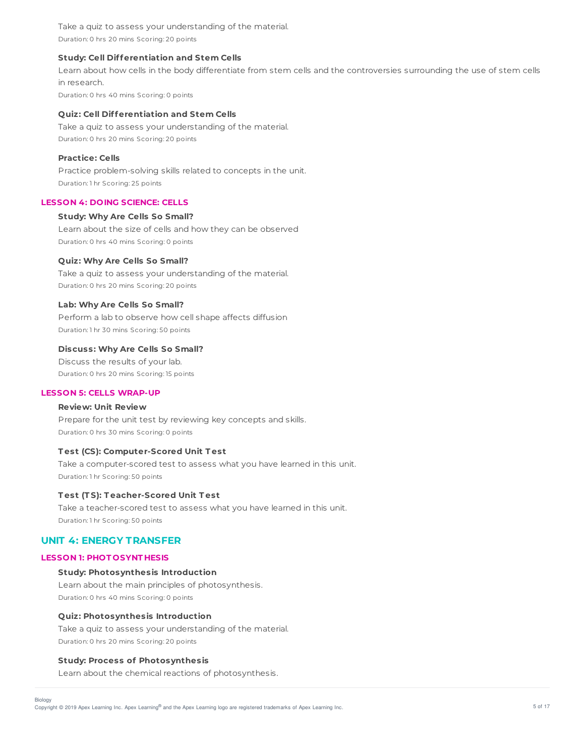Take a quiz to assess your understanding of the material.

Duration: 0 hrs 20 mins Scoring: 20 points

**Study: Cell Differentiation and Stem Cells**

Learn about how cells in the body differentiate from stem cells and the controversies surrounding the use of stem cells in research.

Duration: 0 hrs 40 mins Scoring: 0 points

**Quiz: Cell Differentiation and Stem Cells**

Take a quiz to assess your understanding of the material.

Duration: 0 hrs 20 mins Scoring: 20 points

**Practice: Cells**

Practice problem-solving skills related to concepts in the unit.

Duration: 1 hr Scoring: 25 points

### LESSON 4: DOING SCIENCE: CELLS

**Study: Why Are Cells So Small?**

Learn about the size of cells and how they can be observed

Duration: 0 hrs 40 mins Scoring: 0 points

**Quiz: Why Are Cells So Small?**

Take a quiz to assess your understanding of the material.

Duration: 0 hrs 20 mins Scoring: 20 points

**Lab: Why Are Cells So Small?**

Perform a lab to observe how cell shape affects diffusion

Duration: 1 hr 30 mins Scoring: 50 points

**Discuss: Why Are Cells So Small?**

Discuss the results of your lab.

Duration: 0 hrs 20 mins Scoring: 15 points

### LESSON 5: CELLS WRAP-UP

**Review: Unit Review**

Prepare for the unit test by reviewing key concepts and skills.

Duration: 0 hrs 30 mins Scoring: 0 points

**Test (CS): Computer-Scored Unit Test**

Take a computer-scored test to assess what you have learned in this unit.

Duration: 1 hr Scoring: 50 points

**Test (TS): Teacher-Scored Unit Test**

Take a teacher-scored test to assess what you have learned in this unit.

Duration: 1 hr Scoring: 50 points

## UNIT 4: ENERGY TRANSFER

### LESSON 1: PHOTOSYNTHESIS

**Study: Photosynthesis Introduction**

Learn about the main principles of photosynthesis.

Duration: 0 hrs 40 mins Scoring: 0 points

**Quiz: Photosynthesis Introduction**

Take a quiz to assess your understanding of the material.

Duration: 0 hrs 20 mins Scoring: 20 points

**Study: Process of Photosynthesis**

Learn about the chemical reactions of photosynthesis.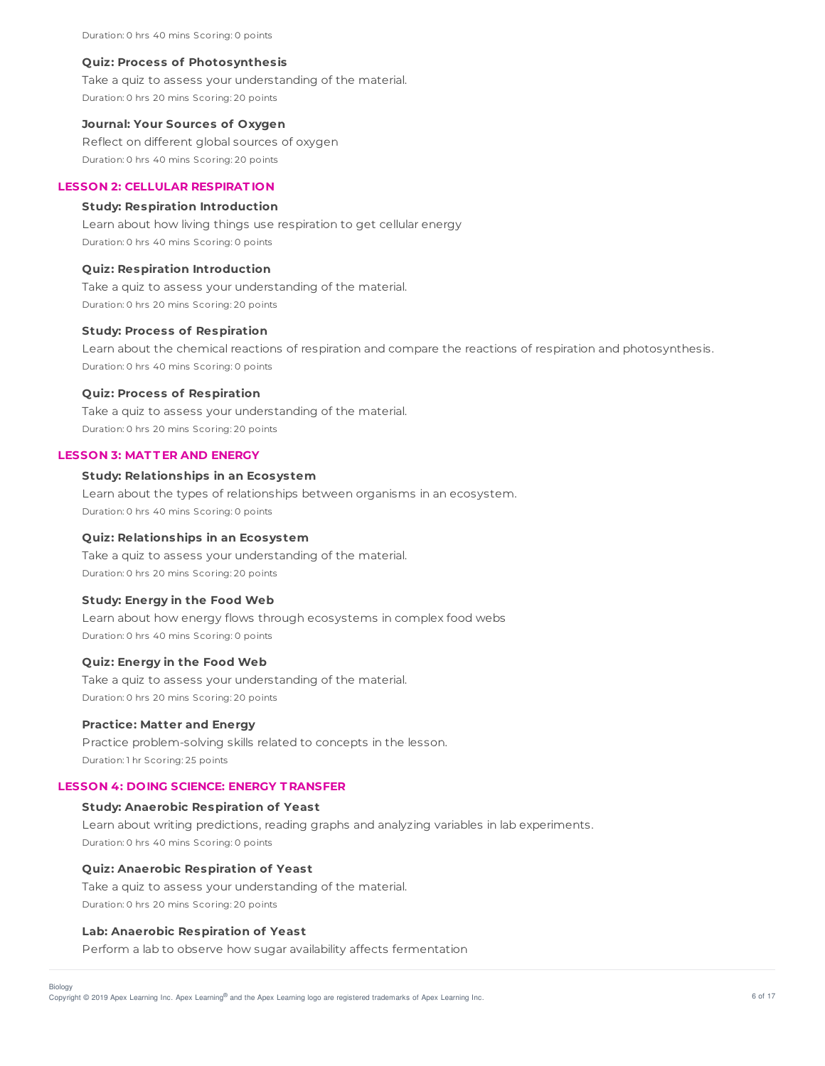Duration: 0 hrs 40 mins Scoring: 0 points

**Quiz: Process of Photosynthesis**

Take a quiz to assess your understanding of the material.

Duration: 0 hrs 20 mins Scoring: 20 points

**Journal: Your Sources of Oxygen**

Reflect on different global sources of oxygen

Duration: 0 hrs 40 mins Scoring: 20 points

## LESSON 2: CELLULAR RESPIRATION

**Study: Respiration Introduction**

Learn about how living things use respiration to get cellular energy

Duration: 0 hrs 40 mins Scoring: 0 points

**Quiz: Respiration Introduction**

Take a quiz to assess your understanding of the material.

Duration: 0 hrs 20 mins Scoring: 20 points

**Study: Process of Respiration**

Learn about the chemical reactions of respiration and compare the reactions of respiration and photosynthesis.

Duration: 0 hrs 40 mins Scoring: 0 points

**Quiz: Process of Respiration**

Take a quiz to assess your understanding of the material.

Duration: 0 hrs 20 mins Scoring: 20 points

## LESSON 3: MATTER AND ENERGY

**Study: Relationships in an Ecosystem**

Learn about the types of relationships between organisms in an ecosystem.

Duration: 0 hrs 40 mins Scoring: 0 points

**Quiz: Relationships in an Ecosystem**

Take a quiz to assess your understanding of the material.

Duration: 0 hrs 20 mins Scoring: 20 points

**Study: Energy in the Food Web**

Learn about how energy flows through ecosystems in complex food webs

Duration: 0 hrs 40 mins Scoring: 0 points

**Quiz: Energy in the Food Web**

Take a quiz to assess your understanding of the material.

Duration: 0 hrs 20 mins Scoring: 20 points

**Practice: Matter and Energy**

Practice problem-solving skills related to concepts in the lesson.

Duration: 1 hr Scoring: 25 points

## LESSON 4: DOING SCIENCE: ENERGY TRANSFER

**Study: Anaerobic Respiration of Yeast**

Learn about writing predictions, reading graphs and analyzing variables in lab experiments.

Duration: 0 hrs 40 mins Scoring: 0 points

**Quiz: Anaerobic Respiration of Yeast**

Take a quiz to assess your understanding of the material.

Duration: 0 hrs 20 mins Scoring: 20 points

**Lab: Anaerobic Respiration of Yeast**

Perform a lab to observe how sugar availability affects fermentation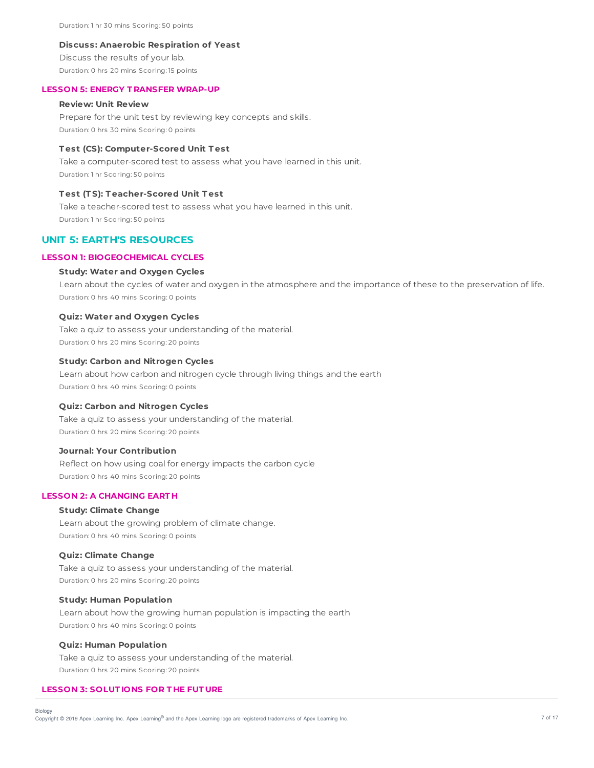Duration: 1 hr 30 mins Scoring: 50 points

**Discuss: Anaerobic Respiration of Yeast**

Discuss the results of your lab.

Duration: 0 hrs 20 mins Scoring: 15 points

### LESSON 5: ENERGY TRANSFER WRAP-UP

**Review: Unit Review**

Prepare for the unit test by reviewing key concepts and skills.

Duration: 0 hrs 30 mins Scoring: 0 points

**Test (CS): Computer-Scored Unit Test**

Take a computer-scored test to assess what you have learned in this unit.

Duration: 1 hr Scoring: 50 points

**Test (TS): Teacher-Scored Unit Test**

Take a teacher-scored test to assess what you have learned in this unit.

Duration: 1 hr Scoring: 50 points

## UNIT 5: EARTH'S RESOURCES

### LESSON 1: BIOGEOCHEMICAL CYCLES

**Study: Water and Oxygen Cycles**

Learn about the cycles of water and oxygen in the atmosphere and the importance of these to the preservation of life.

Duration: 0 hrs 40 mins Scoring: 0 points

**Quiz: Water and Oxygen Cycles**

Take a quiz to assess your understanding of the material.

Duration: 0 hrs 20 mins Scoring: 20 points

**Study: Carbon and Nitrogen Cycles**

Learn about how carbon and nitrogen cycle through living things and the earth

Duration: 0 hrs 40 mins Scoring: 0 points

**Quiz: Carbon and Nitrogen Cycles**

Take a quiz to assess your understanding of the material.

Duration: 0 hrs 20 mins Scoring: 20 points

**Journal: Your Contribution**

Reflect on how using coal for energy impacts the carbon cycle

Duration: 0 hrs 40 mins Scoring: 20 points

### LESSON 2: A CHANGING EARTH

**Study: Climate Change**

Learn about the growing problem of climate change.

Duration: 0 hrs 40 mins Scoring: 0 points

**Quiz: Climate Change**

Take a quiz to assess your understanding of the material.

Duration: 0 hrs 20 mins Scoring: 20 points

**Study: Human Population**

Learn about how the growing human population is impacting the earth

Duration: 0 hrs 40 mins Scoring: 0 points

**Quiz: Human Population**

Take a quiz to assess your understanding of the material.

Duration: 0 hrs 20 mins Scoring: 20 points

### LESSON 3: SOLUTIONS FOR THE FUTURE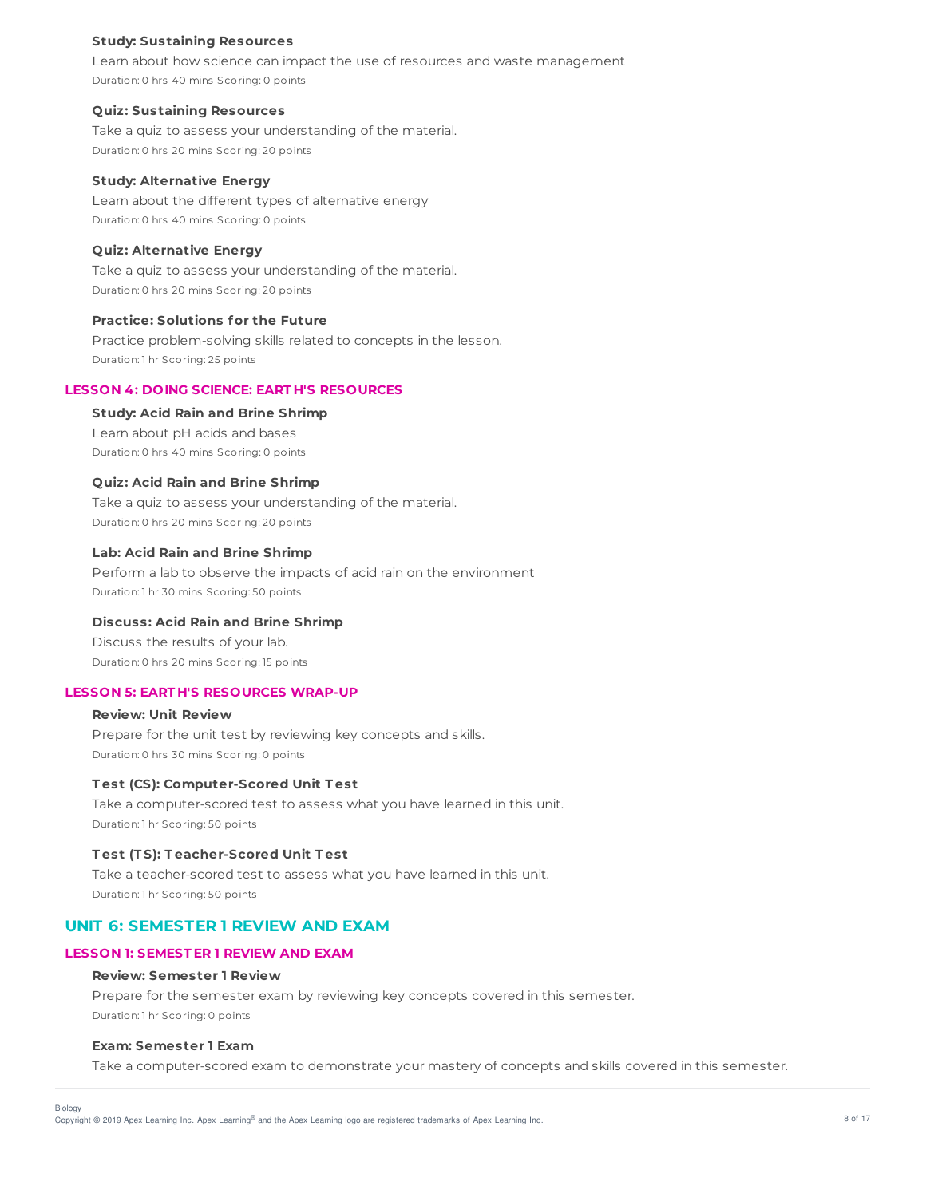### Study: Sustaining Resources

Learn about how science can impact the use of resources and waste management

Duration: 0 hrs 40 mins Scoring: 0 points

### Quiz: Sustaining Resources

Take a quiz to assess your understanding of the material.

Duration: 0 hrs 20 mins Scoring: 20 points

### Study: Alternative Energy

Learn about the different types of alternative energy

Duration: 0 hrs 40 mins Scoring: 0 points

### Quiz: Alternative Energy

Take a quiz to assess your understanding of the material.

Duration: 0 hrs 20 mins Scoring: 20 points

### Practice: Solutions for the Future

Practice problem-solving skills related to concepts in the lesson.

Duration: 1 hr Scoring: 25 points

## LESSON 4: DOING SCIENCE: EARTH'S RESOURCES

### Study: Acid Rain and Brine Shrimp

Learn about pH acids and bases

Duration: 0 hrs 40 mins Scoring: 0 points

### Quiz: Acid Rain and Brine Shrimp

Take a quiz to assess your understanding of the material.

Duration: 0 hrs 20 mins Scoring: 20 points

### Lab: Acid Rain and Brine Shrimp

Perform a lab to observe the impacts of acid rain on the environment

Duration: 1 hr 30 mins Scoring: 50 points

### Discuss: Acid Rain and Brine Shrimp

Discuss the results of your lab.

Duration: 0 hrs 20 mins Scoring: 15 points

## LESSON 5: EARTH'S RESOURCES WRAP-UP

### Review: Unit Review

Prepare for the unit test by reviewing key concepts and skills.

Duration: 0 hrs 30 mins Scoring: 0 points

### Test (CS): Computer-Scored Unit Test

Take a computer-scored test to assess what you have learned in this unit.

Duration: 1 hr Scoring: 50 points

### Test (TS): Teacher-Scored Unit Test

Take a teacher-scored test to assess what you have learned in this unit.

Duration: 1 hr Scoring: 50 points

# UNIT 6: SEMESTER 1 REVIEW AND EXAM

## LESSON 1: SEMESTER 1 REVIEW AND EXAM

### Review: Semester 1 Review

Prepare for the semester exam by reviewing key concepts covered in this semester.

Duration: 1 hr Scoring: 0 points

### Exam: Semester 1 Exam

Take a computer-scored exam to demonstrate your mastery of concepts and skills covered in this semester.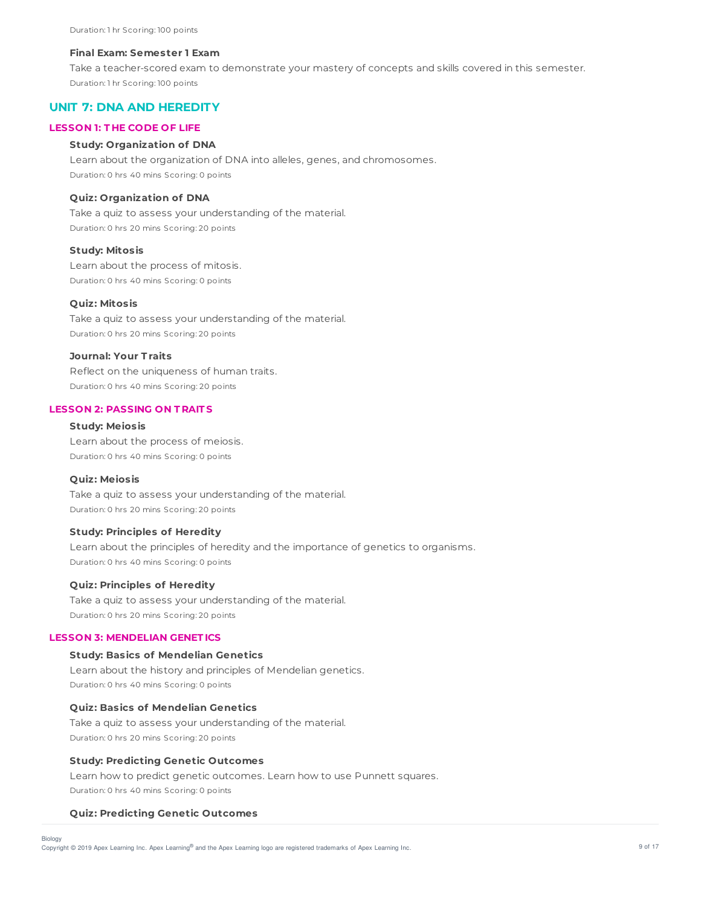Duration: 1 hr Scoring: 100 points

**Final Exam: Semester 1 Exam**

Take a teacher-scored exam to demonstrate your mastery of concepts and skills covered in this semester.

Duration: 1 hr Scoring: 100 points

## UNIT 7: DNA AND HEREDITY

### LESSON 1: THE CODE OF LIFE

**Study: Organization of DNA**

Learn about the organization of DNA into alleles, genes, and chromosomes.

Duration: 0 hrs 40 mins Scoring: 0 points

**Quiz: Organization of DNA**

Take a quiz to assess your understanding of the material.

Duration: 0 hrs 20 mins Scoring: 20 points

**Study: Mitosis**

Learn about the process of mitosis.

Duration: 0 hrs 40 mins Scoring: 0 points

**Quiz: Mitosis**

Take a quiz to assess your understanding of the material.

Duration: 0 hrs 20 mins Scoring: 20 points

**Journal: Your Traits**

Reflect on the uniqueness of human traits.

Duration: 0 hrs 40 mins Scoring: 20 points

### LESSON 2: PASSING ON TRAITS

**Study: Meiosis**

Learn about the process of meiosis.

Duration: 0 hrs 40 mins Scoring: 0 points

**Quiz: Meiosis**

Take a quiz to assess your understanding of the material.

Duration: 0 hrs 20 mins Scoring: 20 points

**Study: Principles of Heredity**

Learn about the principles of heredity and the importance of genetics to organisms.

Duration: 0 hrs 40 mins Scoring: 0 points

**Quiz: Principles of Heredity**

Take a quiz to assess your understanding of the material.

Duration: 0 hrs 20 mins Scoring: 20 points

### LESSON 3: MENDELIAN GENETICS

**Study: Basics of Mendelian Genetics**

Learn about the history and principles of Mendelian genetics.

Duration: 0 hrs 40 mins Scoring: 0 points

**Quiz: Basics of Mendelian Genetics**

Take a quiz to assess your understanding of the material.

Duration: 0 hrs 20 mins Scoring: 20 points

**Study: Predicting Genetic Outcomes**

Learn how to predict genetic outcomes. Learn how to use Punnett squares.

Duration: 0 hrs 40 mins Scoring: 0 points

**Quiz: Predicting Genetic Outcomes**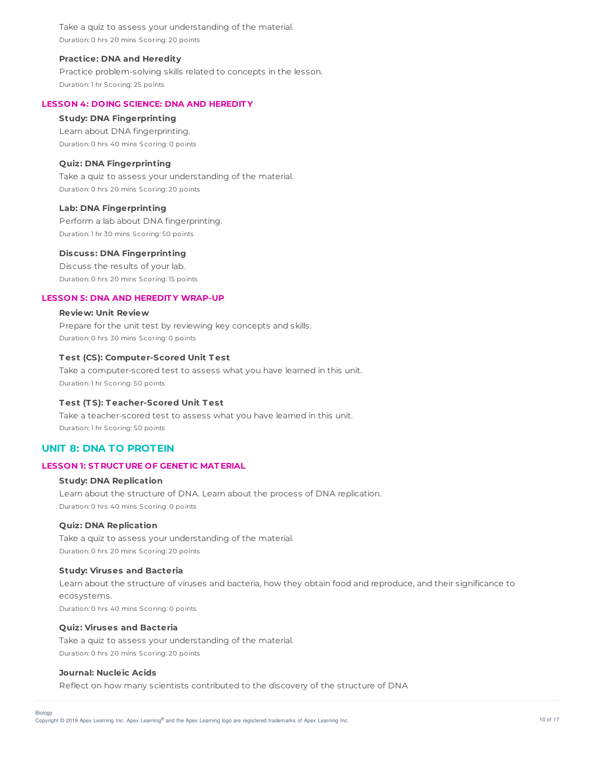Take a quiz to assess your understanding of the material.
Duration: 0 hrs 20 mins Scoring: 20 points

**Practice: DNA and Heredity**
Practice problem-solving skills related to concepts in the lesson.
Duration: 1 hr Scoring: 25 points

### LESSON 4: DOING SCIENCE: DNA AND HEREDITY

**Study: DNA Fingerprinting**
Learn about DNA fingerprinting.
Duration: 0 hrs 40 mins Scoring: 0 points

**Quiz: DNA Fingerprinting**
Take a quiz to assess your understanding of the material.
Duration: 0 hrs 20 mins Scoring: 20 points

**Lab: DNA Fingerprinting**
Perform a lab about DNA fingerprinting.
Duration: 1 hr 30 mins Scoring: 50 points

**Discuss: DNA Fingerprinting**
Discuss the results of your lab.
Duration: 0 hrs 20 mins Scoring: 15 points

### LESSON 5: DNA AND HEREDITY WRAP-UP

**Review: Unit Review**
Prepare for the unit test by reviewing key concepts and skills.
Duration: 0 hrs 30 mins Scoring: 0 points

**Test (CS): Computer-Scored Unit Test**
Take a computer-scored test to assess what you have learned in this unit.
Duration: 1 hr Scoring: 50 points

**Test (TS): Teacher-Scored Unit Test**
Take a teacher-scored test to assess what you have learned in this unit.
Duration: 1 hr Scoring: 50 points

## UNIT 8: DNA TO PROTEIN

### LESSON 1: STRUCTURE OF GENETIC MATERIAL

**Study: DNA Replication**
Learn about the structure of DNA. Learn about the process of DNA replication.
Duration: 0 hrs 40 mins Scoring: 0 points

**Quiz: DNA Replication**
Take a quiz to assess your understanding of the material.
Duration: 0 hrs 20 mins Scoring: 20 points

**Study: Viruses and Bacteria**
Learn about the structure of viruses and bacteria, how they obtain food and reproduce, and their significance to ecosystems.
Duration: 0 hrs 40 mins Scoring: 0 points

**Quiz: Viruses and Bacteria**
Take a quiz to assess your understanding of the material.
Duration: 0 hrs 20 mins Scoring: 20 points

**Journal: Nucleic Acids**
Reflect on how many scientists contributed to the discovery of the structure of DNA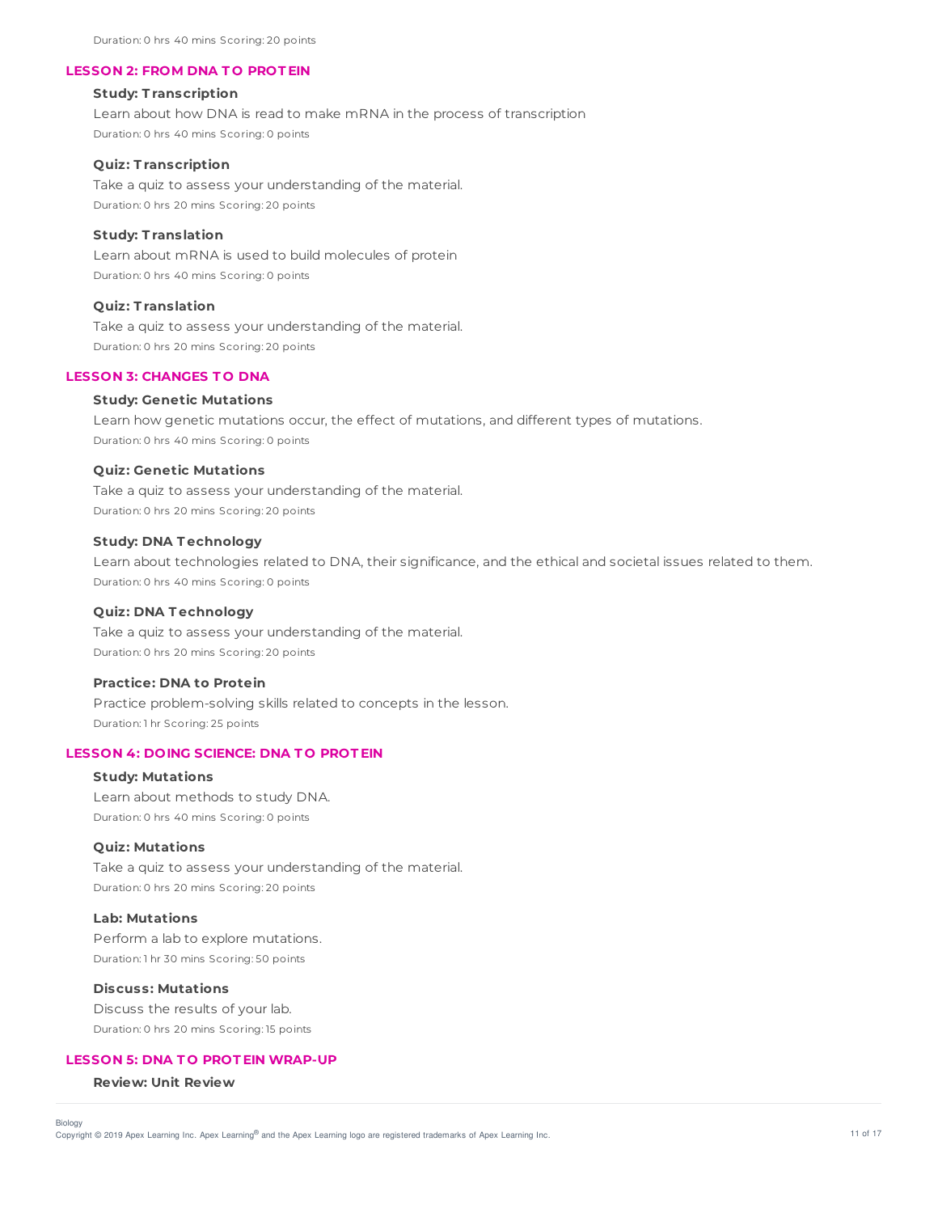Duration: 0 hrs 40 mins Scoring: 20 points

## LESSON 2: FROM DNA TO PROTEIN

**Study: Transcription**

Learn about how DNA is read to make mRNA in the process of transcription

Duration: 0 hrs 40 mins Scoring: 0 points

**Quiz: Transcription**

Take a quiz to assess your understanding of the material.

Duration: 0 hrs 20 mins Scoring: 20 points

**Study: Translation**

Learn about mRNA is used to build molecules of protein

Duration: 0 hrs 40 mins Scoring: 0 points

**Quiz: Translation**

Take a quiz to assess your understanding of the material.

Duration: 0 hrs 20 mins Scoring: 20 points

## LESSON 3: CHANGES TO DNA

**Study: Genetic Mutations**

Learn how genetic mutations occur, the effect of mutations, and different types of mutations.

Duration: 0 hrs 40 mins Scoring: 0 points

**Quiz: Genetic Mutations**

Take a quiz to assess your understanding of the material.

Duration: 0 hrs 20 mins Scoring: 20 points

**Study: DNA Technology**

Learn about technologies related to DNA, their significance, and the ethical and societal issues related to them.

Duration: 0 hrs 40 mins Scoring: 0 points

**Quiz: DNA Technology**

Take a quiz to assess your understanding of the material.

Duration: 0 hrs 20 mins Scoring: 20 points

**Practice: DNA to Protein**

Practice problem-solving skills related to concepts in the lesson.

Duration: 1 hr Scoring: 25 points

## LESSON 4: DOING SCIENCE: DNA TO PROTEIN

**Study: Mutations**

Learn about methods to study DNA.

Duration: 0 hrs 40 mins Scoring: 0 points

**Quiz: Mutations**

Take a quiz to assess your understanding of the material.

Duration: 0 hrs 20 mins Scoring: 20 points

**Lab: Mutations**

Perform a lab to explore mutations.

Duration: 1 hr 30 mins Scoring: 50 points

**Discuss: Mutations**

Discuss the results of your lab.

Duration: 0 hrs 20 mins Scoring: 15 points

## LESSON 5: DNA TO PROTEIN WRAP-UP

**Review: Unit Review**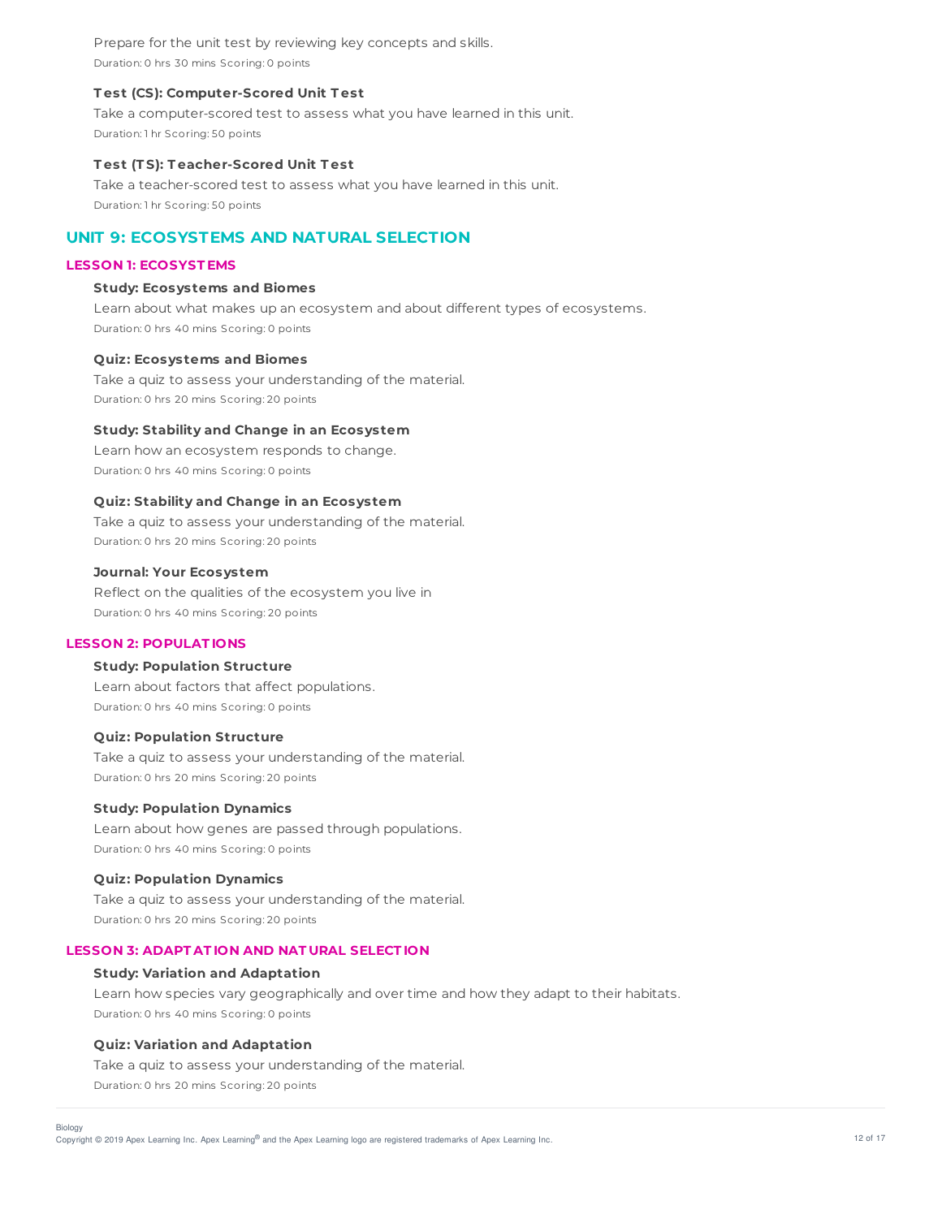Prepare for the unit test by reviewing key concepts and skills.

Duration: 0 hrs 30 mins Scoring: 0 points

**Test (CS): Computer-Scored Unit Test**

Take a computer-scored test to assess what you have learned in this unit.

Duration: 1 hr Scoring: 50 points

**Test (TS): Teacher-Scored Unit Test**

Take a teacher-scored test to assess what you have learned in this unit.

Duration: 1 hr Scoring: 50 points

## UNIT 9: ECOSYSTEMS AND NATURAL SELECTION

### LESSON 1: ECOSYSTEMS

**Study: Ecosystems and Biomes**

Learn about what makes up an ecosystem and about different types of ecosystems.

Duration: 0 hrs 40 mins Scoring: 0 points

**Quiz: Ecosystems and Biomes**

Take a quiz to assess your understanding of the material.

Duration: 0 hrs 20 mins Scoring: 20 points

**Study: Stability and Change in an Ecosystem**

Learn how an ecosystem responds to change.

Duration: 0 hrs 40 mins Scoring: 0 points

**Quiz: Stability and Change in an Ecosystem**

Take a quiz to assess your understanding of the material.

Duration: 0 hrs 20 mins Scoring: 20 points

**Journal: Your Ecosystem**

Reflect on the qualities of the ecosystem you live in

Duration: 0 hrs 40 mins Scoring: 20 points

### LESSON 2: POPULATIONS

**Study: Population Structure**

Learn about factors that affect populations.

Duration: 0 hrs 40 mins Scoring: 0 points

**Quiz: Population Structure**

Take a quiz to assess your understanding of the material.

Duration: 0 hrs 20 mins Scoring: 20 points

**Study: Population Dynamics**

Learn about how genes are passed through populations.

Duration: 0 hrs 40 mins Scoring: 0 points

**Quiz: Population Dynamics**

Take a quiz to assess your understanding of the material.

Duration: 0 hrs 20 mins Scoring: 20 points

### LESSON 3: ADAPTATION AND NATURAL SELECTION

**Study: Variation and Adaptation**

Learn how species vary geographically and over time and how they adapt to their habitats.

Duration: 0 hrs 40 mins Scoring: 0 points

**Quiz: Variation and Adaptation**

Take a quiz to assess your understanding of the material.

Duration: 0 hrs 20 mins Scoring: 20 points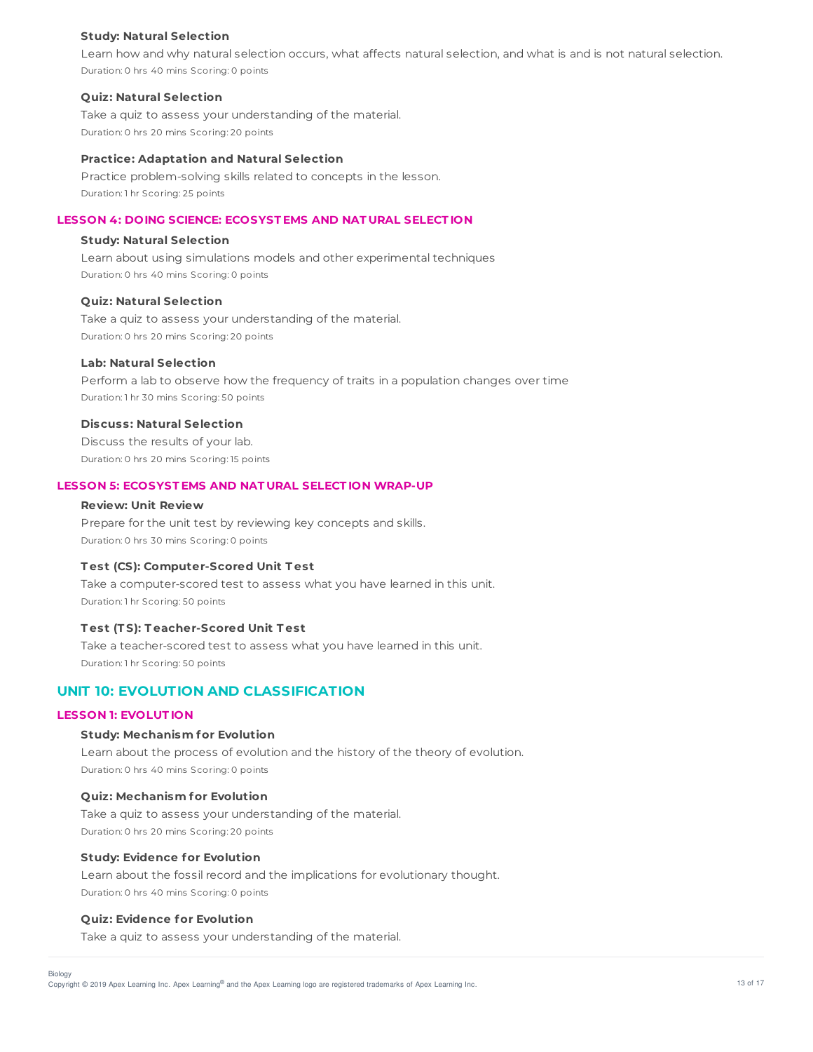#### Study: Natural Selection

Learn how and why natural selection occurs, what affects natural selection, and what is and is not natural selection.

Duration: 0 hrs 40 mins Scoring: 0 points

#### Quiz: Natural Selection

Take a quiz to assess your understanding of the material.

Duration: 0 hrs 20 mins Scoring: 20 points

#### Practice: Adaptation and Natural Selection

Practice problem-solving skills related to concepts in the lesson.

Duration: 1 hr Scoring: 25 points

### LESSON 4: DOING SCIENCE: ECOSYSTEMS AND NATURAL SELECTION

#### Study: Natural Selection

Learn about using simulations models and other experimental techniques

Duration: 0 hrs 40 mins Scoring: 0 points

#### Quiz: Natural Selection

Take a quiz to assess your understanding of the material.

Duration: 0 hrs 20 mins Scoring: 20 points

#### Lab: Natural Selection

Perform a lab to observe how the frequency of traits in a population changes over time

Duration: 1 hr 30 mins Scoring: 50 points

#### Discuss: Natural Selection

Discuss the results of your lab.

Duration: 0 hrs 20 mins Scoring: 15 points

### LESSON 5: ECOSYSTEMS AND NATURAL SELECTION WRAP-UP

#### Review: Unit Review

Prepare for the unit test by reviewing key concepts and skills.

Duration: 0 hrs 30 mins Scoring: 0 points

#### Test (CS): Computer-Scored Unit Test

Take a computer-scored test to assess what you have learned in this unit.

Duration: 1 hr Scoring: 50 points

#### Test (TS): Teacher-Scored Unit Test

Take a teacher-scored test to assess what you have learned in this unit.

Duration: 1 hr Scoring: 50 points

## UNIT 10: EVOLUTION AND CLASSIFICATION

### LESSON 1: EVOLUTION

#### Study: Mechanism for Evolution

Learn about the process of evolution and the history of the theory of evolution.

Duration: 0 hrs 40 mins Scoring: 0 points

#### Quiz: Mechanism for Evolution

Take a quiz to assess your understanding of the material.

Duration: 0 hrs 20 mins Scoring: 20 points

#### Study: Evidence for Evolution

Learn about the fossil record and the implications for evolutionary thought.

Duration: 0 hrs 40 mins Scoring: 0 points

#### Quiz: Evidence for Evolution

Take a quiz to assess your understanding of the material.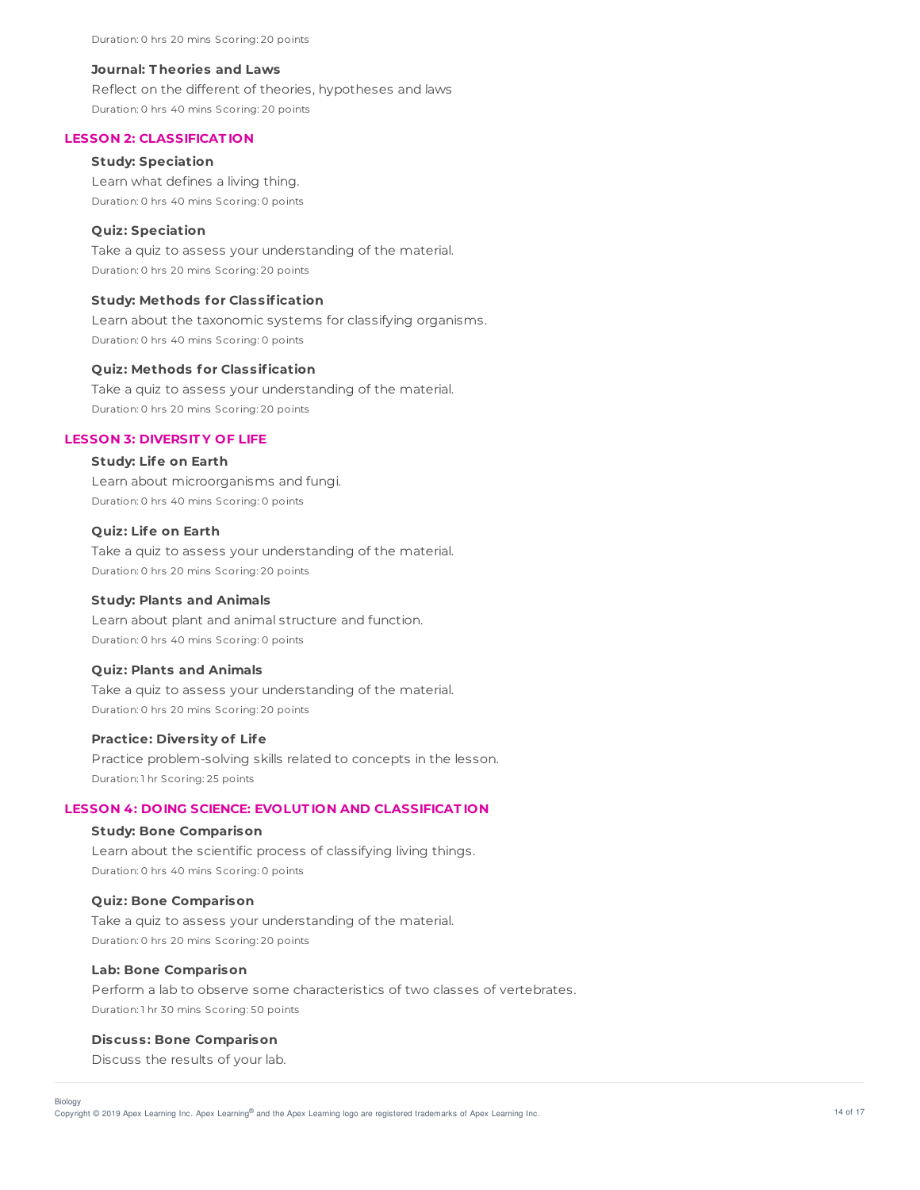Duration: 0 hrs 20 mins Scoring: 20 points

**Journal: Theories and Laws**

Reflect on the different of theories, hypotheses and laws

Duration: 0 hrs 40 mins Scoring: 20 points

## LESSON 2: CLASSIFICATION

**Study: Speciation**

Learn what defines a living thing.

Duration: 0 hrs 40 mins Scoring: 0 points

**Quiz: Speciation**

Take a quiz to assess your understanding of the material.

Duration: 0 hrs 20 mins Scoring: 20 points

**Study: Methods for Classification**

Learn about the taxonomic systems for classifying organisms.

Duration: 0 hrs 40 mins Scoring: 0 points

**Quiz: Methods for Classification**

Take a quiz to assess your understanding of the material.

Duration: 0 hrs 20 mins Scoring: 20 points

## LESSON 3: DIVERSITY OF LIFE

**Study: Life on Earth**

Learn about microorganisms and fungi.

Duration: 0 hrs 40 mins Scoring: 0 points

**Quiz: Life on Earth**

Take a quiz to assess your understanding of the material.

Duration: 0 hrs 20 mins Scoring: 20 points

**Study: Plants and Animals**

Learn about plant and animal structure and function.

Duration: 0 hrs 40 mins Scoring: 0 points

**Quiz: Plants and Animals**

Take a quiz to assess your understanding of the material.

Duration: 0 hrs 20 mins Scoring: 20 points

**Practice: Diversity of Life**

Practice problem-solving skills related to concepts in the lesson.

Duration: 1 hr Scoring: 25 points

## LESSON 4: DOING SCIENCE: EVOLUTION AND CLASSIFICATION

**Study: Bone Comparison**

Learn about the scientific process of classifying living things.

Duration: 0 hrs 40 mins Scoring: 0 points

**Quiz: Bone Comparison**

Take a quiz to assess your understanding of the material.

Duration: 0 hrs 20 mins Scoring: 20 points

**Lab: Bone Comparison**

Perform a lab to observe some characteristics of two classes of vertebrates.

Duration: 1 hr 30 mins Scoring: 50 points

**Discuss: Bone Comparison**

Discuss the results of your lab.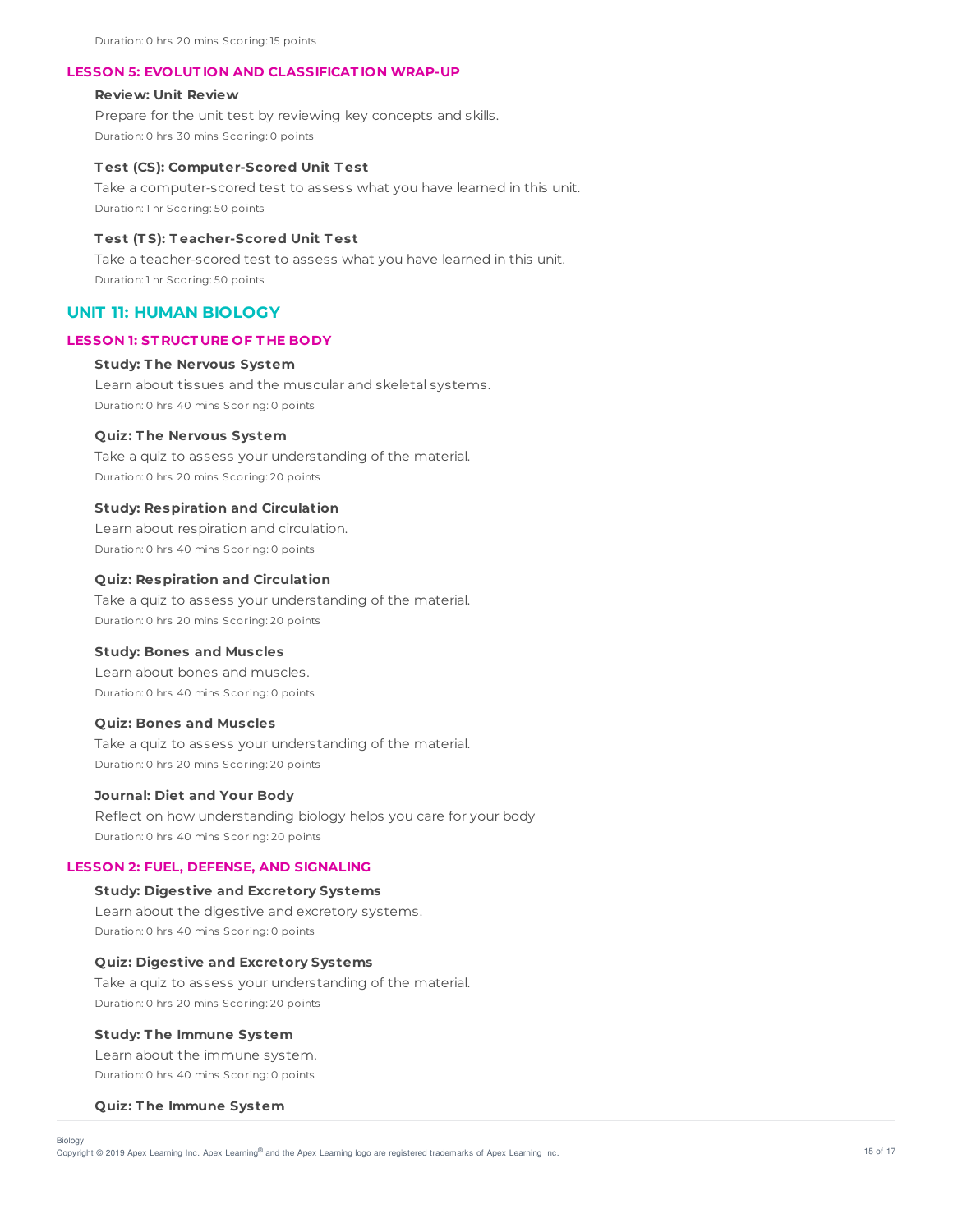Duration: 0 hrs 20 mins Scoring: 15 points

### LESSON 5: EVOLUTION AND CLASSIFICATION WRAP-UP

**Review: Unit Review**

Prepare for the unit test by reviewing key concepts and skills.

Duration: 0 hrs 30 mins Scoring: 0 points

**Test (CS): Computer-Scored Unit Test**

Take a computer-scored test to assess what you have learned in this unit.

Duration: 1 hr Scoring: 50 points

**Test (TS): Teacher-Scored Unit Test**

Take a teacher-scored test to assess what you have learned in this unit.

Duration: 1 hr Scoring: 50 points

## UNIT 11: HUMAN BIOLOGY

### LESSON 1: STRUCTURE OF THE BODY

**Study: The Nervous System**

Learn about tissues and the muscular and skeletal systems.

Duration: 0 hrs 40 mins Scoring: 0 points

**Quiz: The Nervous System**

Take a quiz to assess your understanding of the material.

Duration: 0 hrs 20 mins Scoring: 20 points

**Study: Respiration and Circulation**

Learn about respiration and circulation.

Duration: 0 hrs 40 mins Scoring: 0 points

**Quiz: Respiration and Circulation**

Take a quiz to assess your understanding of the material.

Duration: 0 hrs 20 mins Scoring: 20 points

**Study: Bones and Muscles**

Learn about bones and muscles.

Duration: 0 hrs 40 mins Scoring: 0 points

**Quiz: Bones and Muscles**

Take a quiz to assess your understanding of the material.

Duration: 0 hrs 20 mins Scoring: 20 points

**Journal: Diet and Your Body**

Reflect on how understanding biology helps you care for your body

Duration: 0 hrs 40 mins Scoring: 20 points

### LESSON 2: FUEL, DEFENSE, AND SIGNALING

**Study: Digestive and Excretory Systems**

Learn about the digestive and excretory systems.

Duration: 0 hrs 40 mins Scoring: 0 points

**Quiz: Digestive and Excretory Systems**

Take a quiz to assess your understanding of the material.

Duration: 0 hrs 20 mins Scoring: 20 points

**Study: The Immune System**

Learn about the immune system.

Duration: 0 hrs 40 mins Scoring: 0 points

**Quiz: The Immune System**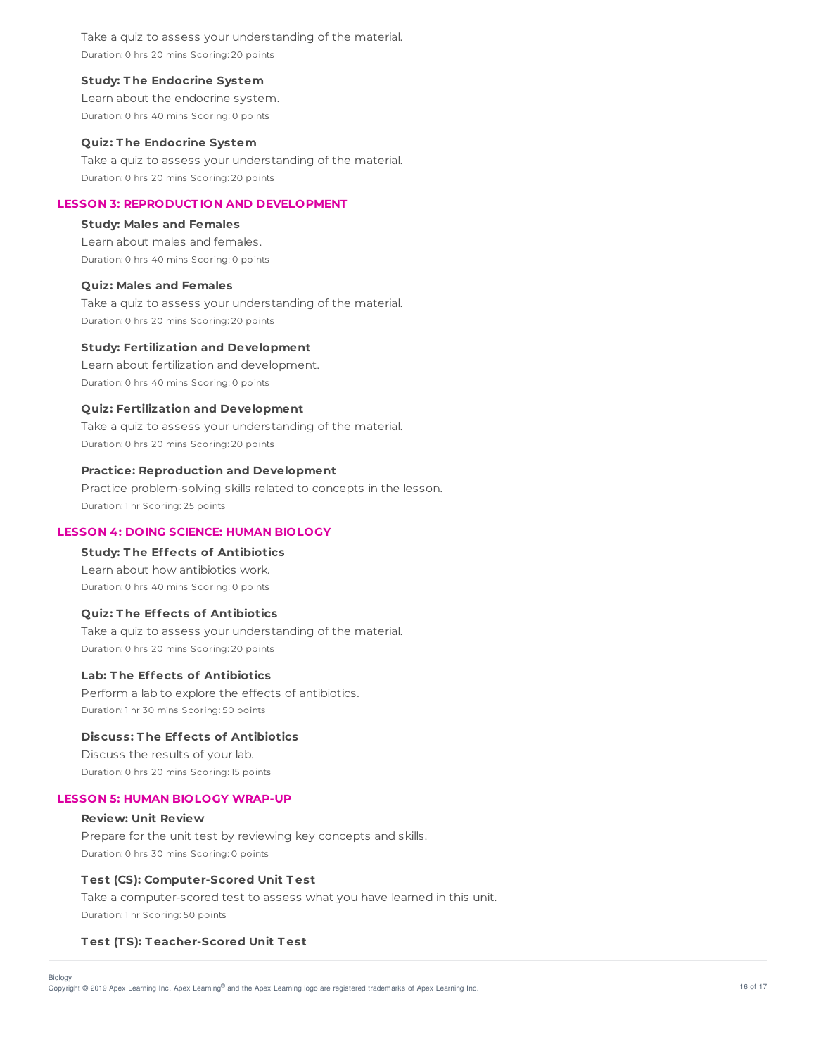Take a quiz to assess your understanding of the material.
Duration: 0 hrs 20 mins Scoring: 20 points

**Study: The Endocrine System**
Learn about the endocrine system.
Duration: 0 hrs 40 mins Scoring: 0 points

**Quiz: The Endocrine System**
Take a quiz to assess your understanding of the material.
Duration: 0 hrs 20 mins Scoring: 20 points

## LESSON 3: REPRODUCTION AND DEVELOPMENT

**Study: Males and Females**
Learn about males and females.
Duration: 0 hrs 40 mins Scoring: 0 points

**Quiz: Males and Females**
Take a quiz to assess your understanding of the material.
Duration: 0 hrs 20 mins Scoring: 20 points

**Study: Fertilization and Development**
Learn about fertilization and development.
Duration: 0 hrs 40 mins Scoring: 0 points

**Quiz: Fertilization and Development**
Take a quiz to assess your understanding of the material.
Duration: 0 hrs 20 mins Scoring: 20 points

**Practice: Reproduction and Development**
Practice problem-solving skills related to concepts in the lesson.
Duration: 1 hr Scoring: 25 points

## LESSON 4: DOING SCIENCE: HUMAN BIOLOGY

**Study: The Effects of Antibiotics**
Learn about how antibiotics work.
Duration: 0 hrs 40 mins Scoring: 0 points

**Quiz: The Effects of Antibiotics**
Take a quiz to assess your understanding of the material.
Duration: 0 hrs 20 mins Scoring: 20 points

**Lab: The Effects of Antibiotics**
Perform a lab to explore the effects of antibiotics.
Duration: 1 hr 30 mins Scoring: 50 points

**Discuss: The Effects of Antibiotics**
Discuss the results of your lab.
Duration: 0 hrs 20 mins Scoring: 15 points

## LESSON 5: HUMAN BIOLOGY WRAP-UP

**Review: Unit Review**
Prepare for the unit test by reviewing key concepts and skills.
Duration: 0 hrs 30 mins Scoring: 0 points

**Test (CS): Computer-Scored Unit Test**
Take a computer-scored test to assess what you have learned in this unit.
Duration: 1 hr Scoring: 50 points

**Test (TS): Teacher-Scored Unit Test**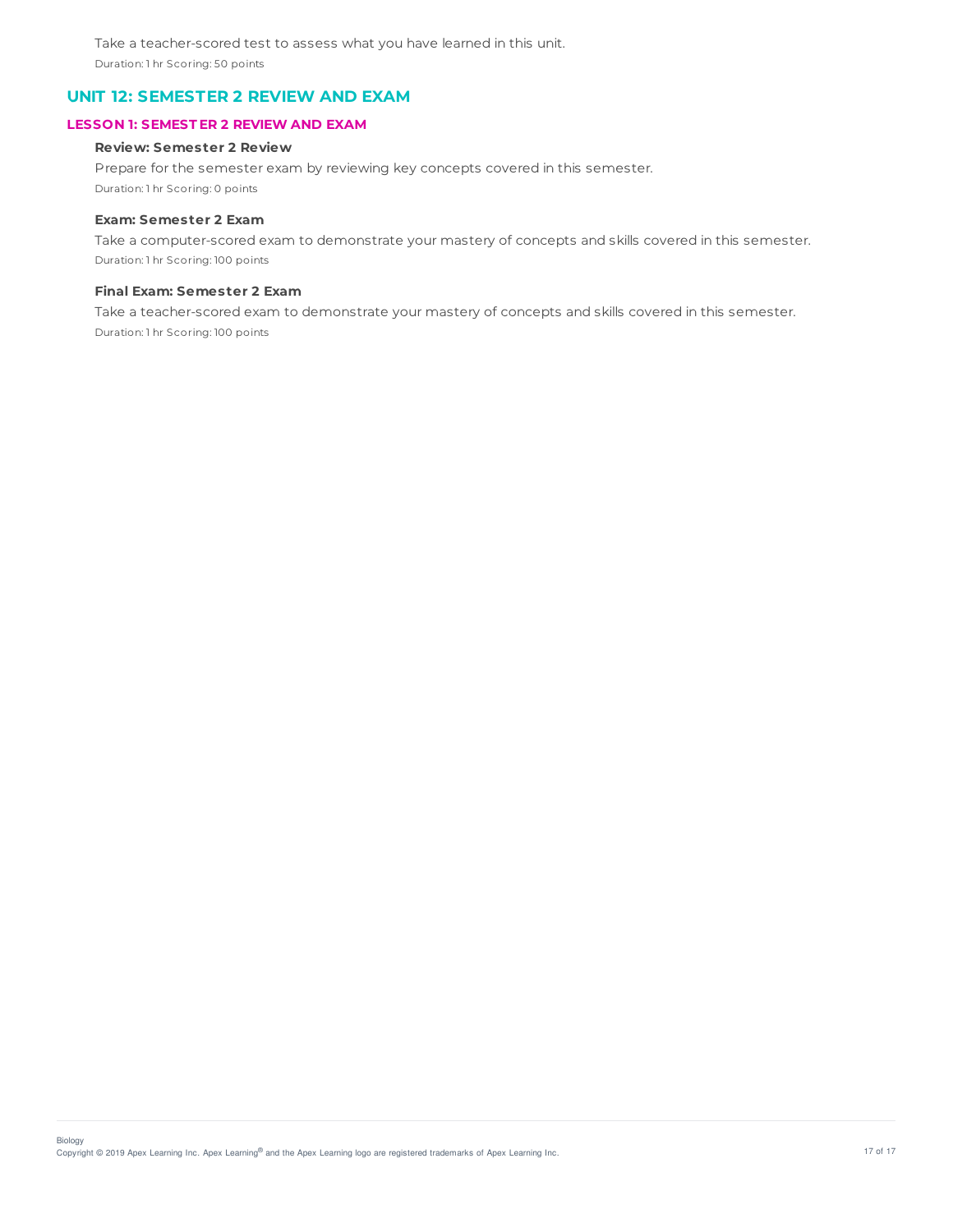Take a teacher-scored test to assess what you have learned in this unit.

Duration: 1 hr Scoring: 50 points

## UNIT 12: SEMESTER 2 REVIEW AND EXAM

### LESSON 1: SEMESTER 2 REVIEW AND EXAM

**Review: Semester 2 Review**

Prepare for the semester exam by reviewing key concepts covered in this semester.

Duration: 1 hr Scoring: 0 points

**Exam: Semester 2 Exam**

Take a computer-scored exam to demonstrate your mastery of concepts and skills covered in this semester.

Duration: 1 hr Scoring: 100 points

**Final Exam: Semester 2 Exam**

Take a teacher-scored exam to demonstrate your mastery of concepts and skills covered in this semester.

Duration: 1 hr Scoring: 100 points